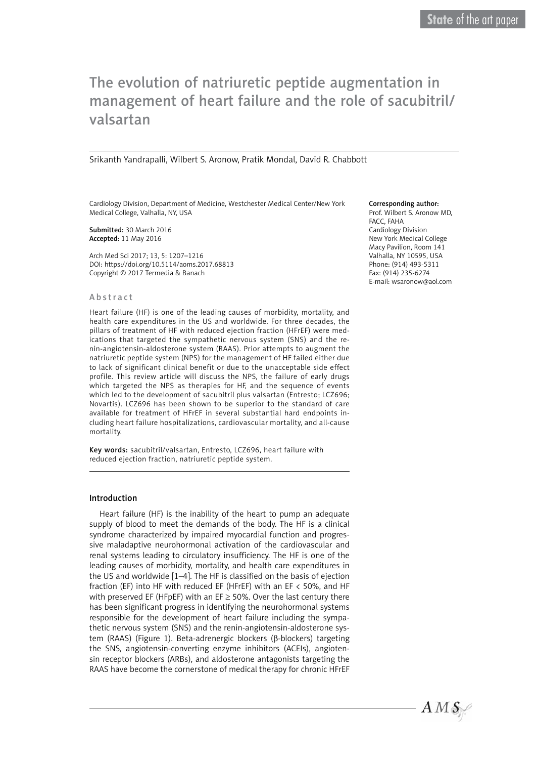State of the art paper

# The evolution of natriuretic peptide augmentation in management of heart failure and the role of sacubitril/valsartan

Srikanth Yandrapalli, Wilbert S. Aronow, Pratik Mondal, David R. Chabbott

Cardiology Division, Department of Medicine, Westchester Medical Center/New York Medical College, Valhalla, NY, USA

**Submitted:** 30 March 2016
**Accepted:** 11 May 2016

Arch Med Sci 2017; 13, 5: 1207–1216
DOI: https://doi.org/10.5114/aoms.2017.68813
Copyright © 2017 Termedia & Banach

**Corresponding author:**
Prof. Wilbert S. Aronow MD, FACC, FAHA
Cardiology Division
New York Medical College
Macy Pavilion, Room 141
Valhalla, NY 10595, USA
Phone: (914) 493-5311
Fax: (914) 235-6274
E-mail: wsaronow@aol.com

## Abstract

Heart failure (HF) is one of the leading causes of morbidity, mortality, and health care expenditures in the US and worldwide. For three decades, the pillars of treatment of HF with reduced ejection fraction (HFrEF) were medications that targeted the sympathetic nervous system (SNS) and the renin-angiotensin-aldosterone system (RAAS). Prior attempts to augment the natriuretic peptide system (NPS) for the management of HF failed either due to lack of significant clinical benefit or due to the unacceptable side effect profile. This review article will discuss the NPS, the failure of early drugs which targeted the NPS as therapies for HF, and the sequence of events which led to the development of sacubitril plus valsartan (Entresto; LCZ696; Novartis). LCZ696 has been shown to be superior to the standard of care available for treatment of HFrEF in several substantial hard endpoints including heart failure hospitalizations, cardiovascular mortality, and all-cause mortality.

**Key words:** sacubitril/valsartan, Entresto, LCZ696, heart failure with reduced ejection fraction, natriuretic peptide system.

## Introduction

Heart failure (HF) is the inability of the heart to pump an adequate supply of blood to meet the demands of the body. The HF is a clinical syndrome characterized by impaired myocardial function and progressive maladaptive neurohormonal activation of the cardiovascular and renal systems leading to circulatory insufficiency. The HF is one of the leading causes of morbidity, mortality, and health care expenditures in the US and worldwide [1–4]. The HF is classified on the basis of ejection fraction (EF) into HF with reduced EF (HFrEF) with an EF < 50%, and HF with preserved EF (HFpEF) with an EF ≥ 50%. Over the last century there has been significant progress in identifying the neurohormonal systems responsible for the development of heart failure including the sympathetic nervous system (SNS) and the renin-angiotensin-aldosterone system (RAAS) (Figure 1). Beta-adrenergic blockers (β-blockers) targeting the SNS, angiotensin-converting enzyme inhibitors (ACEIs), angiotensin receptor blockers (ARBs), and aldosterone antagonists targeting the RAAS have become the cornerstone of medical therapy for chronic HFrEF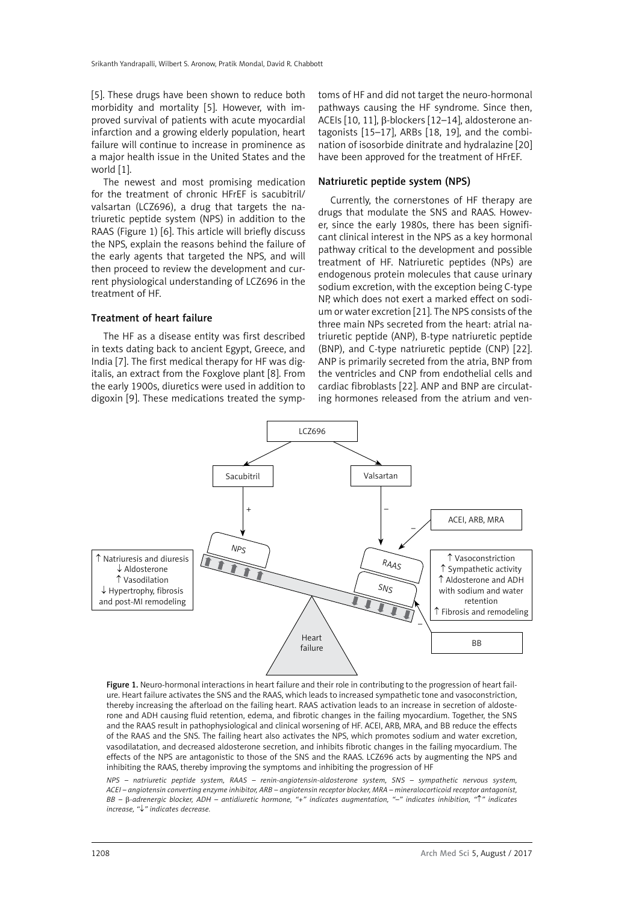[5]. These drugs have been shown to reduce both morbidity and mortality [5]. However, with improved survival of patients with acute myocardial infarction and a growing elderly population, heart failure will continue to increase in prominence as a major health issue in the United States and the world [1].

The newest and most promising medication for the treatment of chronic HFrEF is sacubitril/valsartan (LCZ696), a drug that targets the natriuretic peptide system (NPS) in addition to the RAAS (Figure 1) [6]. This article will briefly discuss the NPS, explain the reasons behind the failure of the early agents that targeted the NPS, and will then proceed to review the development and current physiological understanding of LCZ696 in the treatment of HF.

## Treatment of heart failure

The HF as a disease entity was first described in texts dating back to ancient Egypt, Greece, and India [7]. The first medical therapy for HF was digitalis, an extract from the Foxglove plant [8]. From the early 1900s, diuretics were used in addition to digoxin [9]. These medications treated the symptoms of HF and did not target the neuro-hormonal pathways causing the HF syndrome. Since then, ACEIs [10, 11], β-blockers [12–14], aldosterone antagonists [15–17], ARBs [18, 19], and the combination of isosorbide dinitrate and hydralazine [20] have been approved for the treatment of HFrEF.

## Natriuretic peptide system (NPS)

Currently, the cornerstones of HF therapy are drugs that modulate the SNS and RAAS. However, since the early 1980s, there has been significant clinical interest in the NPS as a key hormonal pathway critical to the development and possible treatment of HF. Natriuretic peptides (NPs) are endogenous protein molecules that cause urinary sodium excretion, with the exception being C-type NP, which does not exert a marked effect on sodium or water excretion [21]. The NPS consists of the three main NPs secreted from the heart: atrial natriuretic peptide (ANP), B-type natriuretic peptide (BNP), and C-type natriuretic peptide (CNP) [22]. ANP is primarily secreted from the atria, BNP from the ventricles and CNP from endothelial cells and cardiac fibroblasts [22]. ANP and BNP are circulating hormones released from the atrium and ven-

LCZ696

Sacubitril — + → NPS

Valsartan — – → RAAS

ACEI, ARB, MRA — – → RAAS

BB — – → SNS

↑ Natriuresis and diuresis
↓ Aldosterone
↑ Vasodilation
↓ Hypertrophy, fibrosis and post-MI remodeling

↑ Vasoconstriction
↑ Sympathetic activity
↑ Aldosterone and ADH with sodium and water retention
↑ Fibrosis and remodeling

Heart failure

**Figure 1.** Neuro-hormonal interactions in heart failure and their role in contributing to the progression of heart failure. Heart failure activates the SNS and the RAAS, which leads to increased sympathetic tone and vasoconstriction, thereby increasing the afterload on the failing heart. RAAS activation leads to an increase in secretion of aldosterone and ADH causing fluid retention, edema, and fibrotic changes in the failing myocardium. Together, the SNS and the RAAS result in pathophysiological and clinical worsening of HF. ACEI, ARB, MRA, and BB reduce the effects of the RAAS and the SNS. The failing heart also activates the NPS, which promotes sodium and water excretion, vasodilatation, and decreased aldosterone secretion, and inhibits fibrotic changes in the failing myocardium. The effects of the NPS are antagonistic to those of the SNS and the RAAS. LCZ696 acts by augmenting the NPS and inhibiting the RAAS, thereby improving the symptoms and inhibiting the progression of HF

*NPS – natriuretic peptide system, RAAS – renin-angiotensin-aldosterone system, SNS – sympathetic nervous system, ACEI – angiotensin converting enzyme inhibitor, ARB – angiotensin receptor blocker, MRA – mineralocorticoid receptor antagonist, BB – β-adrenergic blocker, ADH – antidiuretic hormone, "+" indicates augmentation, "–" indicates inhibition, "↑" indicates increase, "↓" indicates decrease.*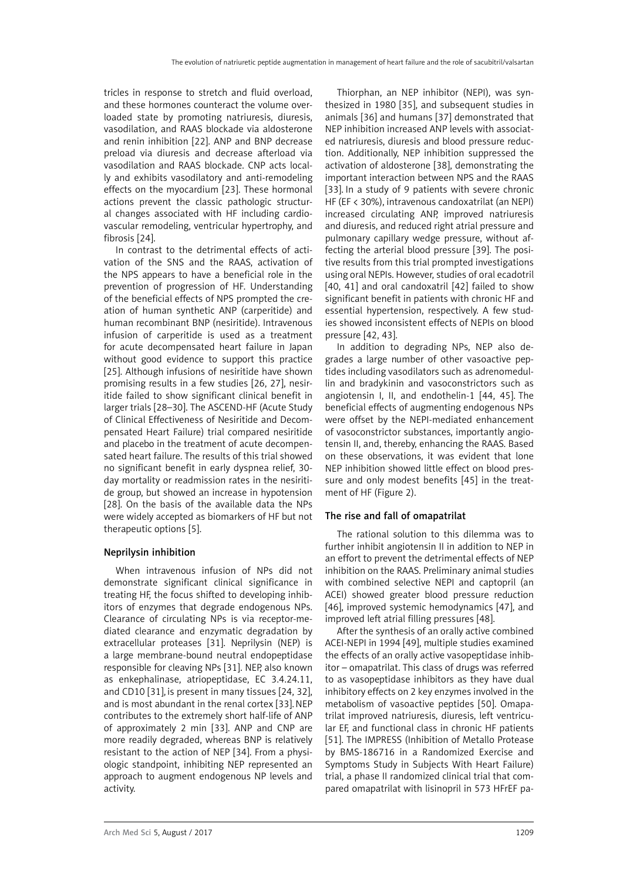tricles in response to stretch and fluid overload, and these hormones counteract the volume overloaded state by promoting natriuresis, diuresis, vasodilation, and RAAS blockade via aldosterone and renin inhibition [22]. ANP and BNP decrease preload via diuresis and decrease afterload via vasodilation and RAAS blockade. CNP acts locally and exhibits vasodilatory and anti-remodeling effects on the myocardium [23]. These hormonal actions prevent the classic pathologic structural changes associated with HF including cardiovascular remodeling, ventricular hypertrophy, and fibrosis [24].

In contrast to the detrimental effects of activation of the SNS and the RAAS, activation of the NPS appears to have a beneficial role in the prevention of progression of HF. Understanding of the beneficial effects of NPS prompted the creation of human synthetic ANP (carperitide) and human recombinant BNP (nesiritide). Intravenous infusion of carperitide is used as a treatment for acute decompensated heart failure in Japan without good evidence to support this practice [25]. Although infusions of nesiritide have shown promising results in a few studies [26, 27], nesiritide failed to show significant clinical benefit in larger trials [28–30]. The ASCEND-HF (Acute Study of Clinical Effectiveness of Nesiritide and Decompensated Heart Failure) trial compared nesiritide and placebo in the treatment of acute decompensated heart failure. The results of this trial showed no significant benefit in early dyspnea relief, 30-day mortality or readmission rates in the nesiritide group, but showed an increase in hypotension [28]. On the basis of the available data the NPs were widely accepted as biomarkers of HF but not therapeutic options [5].

## Neprilysin inhibition

When intravenous infusion of NPs did not demonstrate significant clinical significance in treating HF, the focus shifted to developing inhibitors of enzymes that degrade endogenous NPs. Clearance of circulating NPs is via receptor-mediated clearance and enzymatic degradation by extracellular proteases [31]. Neprilysin (NEP) is a large membrane-bound neutral endopeptidase responsible for cleaving NPs [31]. NEP, also known as enkephalinase, atriopeptidase, EC 3.4.24.11, and CD10 [31], is present in many tissues [24, 32], and is most abundant in the renal cortex [33]. NEP contributes to the extremely short half-life of ANP of approximately 2 min [33]. ANP and CNP are more readily degraded, whereas BNP is relatively resistant to the action of NEP [34]. From a physiologic standpoint, inhibiting NEP represented an approach to augment endogenous NP levels and activity.

Thiorphan, an NEP inhibitor (NEPI), was synthesized in 1980 [35], and subsequent studies in animals [36] and humans [37] demonstrated that NEP inhibition increased ANP levels with associated natriuresis, diuresis and blood pressure reduction. Additionally, NEP inhibition suppressed the activation of aldosterone [38], demonstrating the important interaction between NPS and the RAAS [33]. In a study of 9 patients with severe chronic HF (EF < 30%), intravenous candoxatrilat (an NEPI) increased circulating ANP, improved natriuresis and diuresis, and reduced right atrial pressure and pulmonary capillary wedge pressure, without affecting the arterial blood pressure [39]. The positive results from this trial prompted investigations using oral NEPIs. However, studies of oral ecadotril [40, 41] and oral candoxatril [42] failed to show significant benefit in patients with chronic HF and essential hypertension, respectively. A few studies showed inconsistent effects of NEPIs on blood pressure [42, 43].

In addition to degrading NPs, NEP also degrades a large number of other vasoactive peptides including vasodilators such as adrenomedullin and bradykinin and vasoconstrictors such as angiotensin I, II, and endothelin-1 [44, 45]. The beneficial effects of augmenting endogenous NPs were offset by the NEPI-mediated enhancement of vasoconstrictor substances, importantly angiotensin II, and, thereby, enhancing the RAAS. Based on these observations, it was evident that lone NEP inhibition showed little effect on blood pressure and only modest benefits [45] in the treatment of HF (Figure 2).

## The rise and fall of omapatrilat

The rational solution to this dilemma was to further inhibit angiotensin II in addition to NEP in an effort to prevent the detrimental effects of NEP inhibition on the RAAS. Preliminary animal studies with combined selective NEPI and captopril (an ACEI) showed greater blood pressure reduction [46], improved systemic hemodynamics [47], and improved left atrial filling pressures [48].

After the synthesis of an orally active combined ACEI-NEPI in 1994 [49], multiple studies examined the effects of an orally active vasopeptidase inhibitor – omapatrilat. This class of drugs was referred to as vasopeptidase inhibitors as they have dual inhibitory effects on 2 key enzymes involved in the metabolism of vasoactive peptides [50]. Omapatrilat improved natriuresis, diuresis, left ventricular EF, and functional class in chronic HF patients [51]. The IMPRESS (Inhibition of Metallo Protease by BMS-186716 in a Randomized Exercise and Symptoms Study in Subjects With Heart Failure) trial, a phase II randomized clinical trial that compared omapatrilat with lisinopril in 573 HFrEF pa-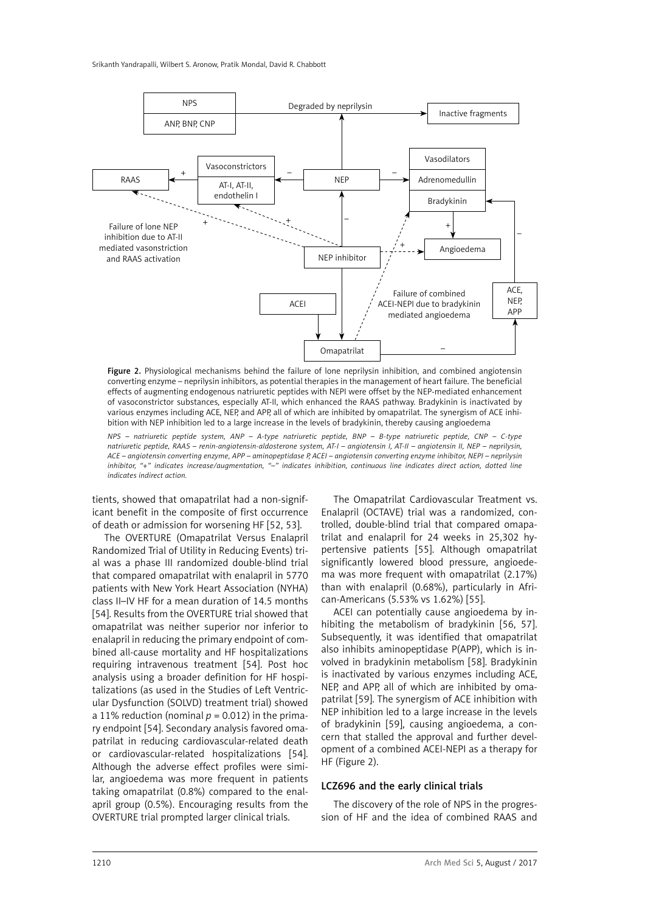NPS

ANP, BNP, CNP

Degraded by neprilysin

Inactive fragments

Vasoconstrictors

AT-I, AT-II, endothelin I

RAAS

NEP

Vasodilators

Adrenomedullin

Bradykinin

Angioedema

Failure of lone NEP inhibition due to AT-II mediated vasonstriction and RAAS activation

NEP inhibitor

ACEI

Failure of combined ACEI-NEPI due to bradykinin mediated angioedema

ACE, NEP, APP

Omapatrilat

**Figure 2.** Physiological mechanisms behind the failure of lone neprilysin inhibition, and combined angiotensin converting enzyme – neprilysin inhibitors, as potential therapies in the management of heart failure. The beneficial effects of augmenting endogenous natriuretic peptides with NEPI were offset by the NEP-mediated enhancement of vasoconstrictor substances, especially AT-II, which enhanced the RAAS pathway. Bradykinin is inactivated by various enzymes including ACE, NEP, and APP, all of which are inhibited by omapatrilat. The synergism of ACE inhibition with NEP inhibition led to a large increase in the levels of bradykinin, thereby causing angioedema

*NPS – natriuretic peptide system, ANP – A-type natriuretic peptide, BNP – B-type natriuretic peptide, CNP – C-type natriuretic peptide, RAAS – renin-angiotensin-aldosterone system, AT-I – angiotensin I, AT-II – angiotensin II, NEP – neprilysin, ACE – angiotensin converting enzyme, APP – aminopeptidase P, ACEI – angiotensin converting enzyme inhibitor, NEPI – neprilysin inhibitor, "+" indicates increase/augmentation, "–" indicates inhibition, continuous line indicates direct action, dotted line indicates indirect action.*

tients, showed that omapatrilat had a non-significant benefit in the composite of first occurrence of death or admission for worsening HF [52, 53].

The OVERTURE (Omapatrilat Versus Enalapril Randomized Trial of Utility in Reducing Events) trial was a phase III randomized double-blind trial that compared omapatrilat with enalapril in 5770 patients with New York Heart Association (NYHA) class II–IV HF for a mean duration of 14.5 months [54]. Results from the OVERTURE trial showed that omapatrilat was neither superior nor inferior to enalapril in reducing the primary endpoint of combined all-cause mortality and HF hospitalizations requiring intravenous treatment [54]. Post hoc analysis using a broader definition for HF hospitalizations (as used in the Studies of Left Ventricular Dysfunction (SOLVD) treatment trial) showed a 11% reduction (nominal $p = 0.012$) in the primary endpoint [54]. Secondary analysis favored omapatrilat in reducing cardiovascular-related death or cardiovascular-related hospitalizations [54]. Although the adverse effect profiles were similar, angioedema was more frequent in patients taking omapatrilat (0.8%) compared to the enalapril group (0.5%). Encouraging results from the OVERTURE trial prompted larger clinical trials.

The Omapatrilat Cardiovascular Treatment vs. Enalapril (OCTAVE) trial was a randomized, controlled, double-blind trial that compared omapatrilat and enalapril for 24 weeks in 25,302 hypertensive patients [55]. Although omapatrilat significantly lowered blood pressure, angioedema was more frequent with omapatrilat (2.17%) than with enalapril (0.68%), particularly in African-Americans (5.53% vs 1.62%) [55].

ACEI can potentially cause angioedema by inhibiting the metabolism of bradykinin [56, 57]. Subsequently, it was identified that omapatrilat also inhibits aminopeptidase P(APP), which is involved in bradykinin metabolism [58]. Bradykinin is inactivated by various enzymes including ACE, NEP, and APP, all of which are inhibited by omapatrilat [59]. The synergism of ACE inhibition with NEP inhibition led to a large increase in the levels of bradykinin [59], causing angioedema, a concern that stalled the approval and further development of a combined ACEI-NEPI as a therapy for HF (Figure 2).

## LCZ696 and the early clinical trials

The discovery of the role of NPS in the progression of HF and the idea of combined RAAS and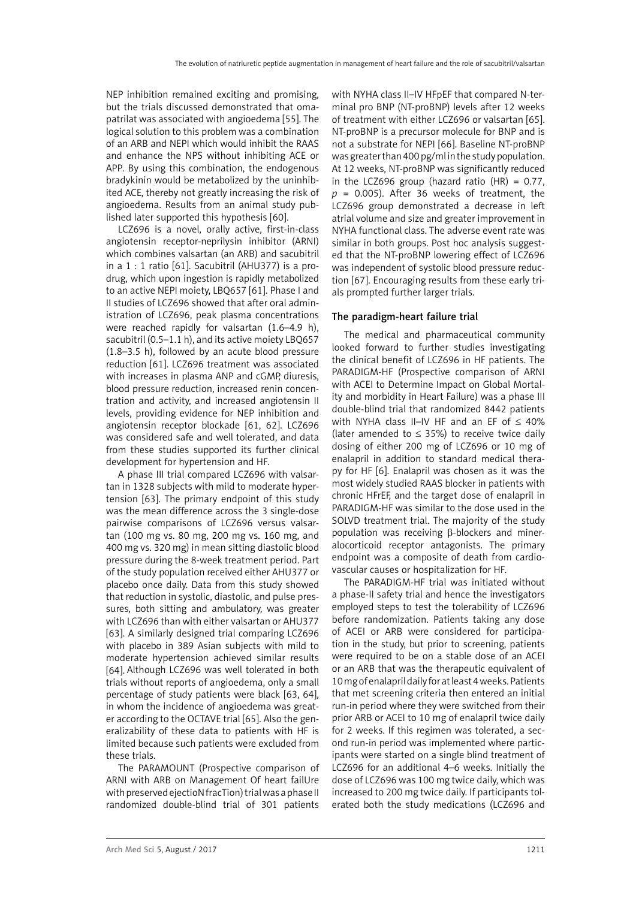NEP inhibition remained exciting and promising, but the trials discussed demonstrated that omapatrilat was associated with angioedema [55]. The logical solution to this problem was a combination of an ARB and NEPI which would inhibit the RAAS and enhance the NPS without inhibiting ACE or APP. By using this combination, the endogenous bradykinin would be metabolized by the uninhibited ACE, thereby not greatly increasing the risk of angioedema. Results from an animal study published later supported this hypothesis [60].

LCZ696 is a novel, orally active, first-in-class angiotensin receptor-neprilysin inhibitor (ARNI) which combines valsartan (an ARB) and sacubitril in a 1 : 1 ratio [61]. Sacubitril (AHU377) is a prodrug, which upon ingestion is rapidly metabolized to an active NEPI moiety, LBQ657 [61]. Phase I and II studies of LCZ696 showed that after oral administration of LCZ696, peak plasma concentrations were reached rapidly for valsartan (1.6–4.9 h), sacubitril (0.5–1.1 h), and its active moiety LBQ657 (1.8–3.5 h), followed by an acute blood pressure reduction [61]. LCZ696 treatment was associated with increases in plasma ANP and cGMP, diuresis, blood pressure reduction, increased renin concentration and activity, and increased angiotensin II levels, providing evidence for NEP inhibition and angiotensin receptor blockade [61, 62]. LCZ696 was considered safe and well tolerated, and data from these studies supported its further clinical development for hypertension and HF.

A phase III trial compared LCZ696 with valsartan in 1328 subjects with mild to moderate hypertension [63]. The primary endpoint of this study was the mean difference across the 3 single-dose pairwise comparisons of LCZ696 versus valsartan (100 mg vs. 80 mg, 200 mg vs. 160 mg, and 400 mg vs. 320 mg) in mean sitting diastolic blood pressure during the 8-week treatment period. Part of the study population received either AHU377 or placebo once daily. Data from this study showed that reduction in systolic, diastolic, and pulse pressures, both sitting and ambulatory, was greater with LCZ696 than with either valsartan or AHU377 [63]. A similarly designed trial comparing LCZ696 with placebo in 389 Asian subjects with mild to moderate hypertension achieved similar results [64]. Although LCZ696 was well tolerated in both trials without reports of angioedema, only a small percentage of study patients were black [63, 64], in whom the incidence of angioedema was greater according to the OCTAVE trial [65]. Also the generalizability of these data to patients with HF is limited because such patients were excluded from these trials.

The PARAMOUNT (Prospective comparison of ARNI with ARB on Management Of heart failUre with preserved ejectioN fracTion) trial was a phase II randomized double-blind trial of 301 patients with NYHA class II–IV HFpEF that compared N-terminal pro BNP (NT-proBNP) levels after 12 weeks of treatment with either LCZ696 or valsartan [65]. NT-proBNP is a precursor molecule for BNP and is not a substrate for NEPI [66]. Baseline NT-proBNP was greater than 400 pg/ml in the study population. At 12 weeks, NT-proBNP was significantly reduced in the LCZ696 group (hazard ratio (HR) = 0.77, $p = 0.005$). After 36 weeks of treatment, the LCZ696 group demonstrated a decrease in left atrial volume and size and greater improvement in NYHA functional class. The adverse event rate was similar in both groups. Post hoc analysis suggested that the NT-proBNP lowering effect of LCZ696 was independent of systolic blood pressure reduction [67]. Encouraging results from these early trials prompted further larger trials.

## The paradigm-heart failure trial

The medical and pharmaceutical community looked forward to further studies investigating the clinical benefit of LCZ696 in HF patients. The PARADIGM-HF (Prospective comparison of ARNI with ACEI to Determine Impact on Global Mortality and morbidity in Heart Failure) was a phase III double-blind trial that randomized 8442 patients with NYHA class II–IV HF and an EF of ≤ 40% (later amended to ≤ 35%) to receive twice daily dosing of either 200 mg of LCZ696 or 10 mg of enalapril in addition to standard medical therapy for HF [6]. Enalapril was chosen as it was the most widely studied RAAS blocker in patients with chronic HFrEF, and the target dose of enalapril in PARADIGM-HF was similar to the dose used in the SOLVD treatment trial. The majority of the study population was receiving β-blockers and mineralocorticoid receptor antagonists. The primary endpoint was a composite of death from cardiovascular causes or hospitalization for HF.

The PARADIGM-HF trial was initiated without a phase-II safety trial and hence the investigators employed steps to test the tolerability of LCZ696 before randomization. Patients taking any dose of ACEI or ARB were considered for participation in the study, but prior to screening, patients were required to be on a stable dose of an ACEI or an ARB that was the therapeutic equivalent of 10 mg of enalapril daily for at least 4 weeks. Patients that met screening criteria then entered an initial run-in period where they were switched from their prior ARB or ACEI to 10 mg of enalapril twice daily for 2 weeks. If this regimen was tolerated, a second run-in period was implemented where participants were started on a single blind treatment of LCZ696 for an additional 4–6 weeks. Initially the dose of LCZ696 was 100 mg twice daily, which was increased to 200 mg twice daily. If participants tolerated both the study medications (LCZ696 and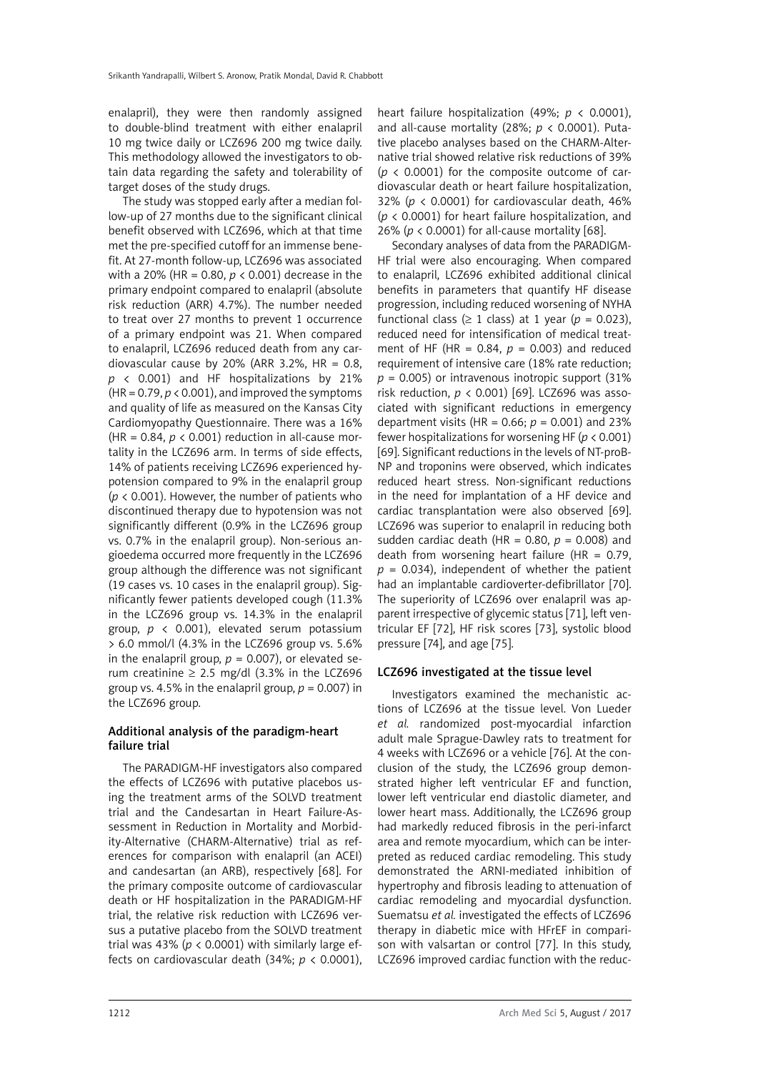enalapril), they were then randomly assigned to double-blind treatment with either enalapril 10 mg twice daily or LCZ696 200 mg twice daily. This methodology allowed the investigators to obtain data regarding the safety and tolerability of target doses of the study drugs.

The study was stopped early after a median follow-up of 27 months due to the significant clinical benefit observed with LCZ696, which at that time met the pre-specified cutoff for an immense benefit. At 27-month follow-up, LCZ696 was associated with a 20% (HR = 0.80, $p < 0.001$) decrease in the primary endpoint compared to enalapril (absolute risk reduction (ARR) 4.7%). The number needed to treat over 27 months to prevent 1 occurrence of a primary endpoint was 21. When compared to enalapril, LCZ696 reduced death from any cardiovascular cause by 20% (ARR 3.2%, HR = 0.8, $p < 0.001$) and HF hospitalizations by 21% (HR = 0.79, $p < 0.001$), and improved the symptoms and quality of life as measured on the Kansas City Cardiomyopathy Questionnaire. There was a 16% (HR = 0.84, $p < 0.001$) reduction in all-cause mortality in the LCZ696 arm. In terms of side effects, 14% of patients receiving LCZ696 experienced hypotension compared to 9% in the enalapril group ($p < 0.001$). However, the number of patients who discontinued therapy due to hypotension was not significantly different (0.9% in the LCZ696 group vs. 0.7% in the enalapril group). Non-serious angioedema occurred more frequently in the LCZ696 group although the difference was not significant (19 cases vs. 10 cases in the enalapril group). Significantly fewer patients developed cough (11.3% in the LCZ696 group vs. 14.3% in the enalapril group, $p < 0.001$), elevated serum potassium > 6.0 mmol/l (4.3% in the LCZ696 group vs. 5.6% in the enalapril group, $p = 0.007$), or elevated serum creatinine ≥ 2.5 mg/dl (3.3% in the LCZ696 group vs. 4.5% in the enalapril group, $p = 0.007$) in the LCZ696 group.

## Additional analysis of the paradigm-heart failure trial

The PARADIGM-HF investigators also compared the effects of LCZ696 with putative placebos using the treatment arms of the SOLVD treatment trial and the Candesartan in Heart Failure-Assessment in Reduction in Mortality and Morbidity-Alternative (CHARM-Alternative) trial as references for comparison with enalapril (an ACEI) and candesartan (an ARB), respectively [68]. For the primary composite outcome of cardiovascular death or HF hospitalization in the PARADIGM-HF trial, the relative risk reduction with LCZ696 versus a putative placebo from the SOLVD treatment trial was 43% ($p < 0.0001$) with similarly large effects on cardiovascular death (34%; $p < 0.0001$), heart failure hospitalization (49%; $p < 0.0001$), and all-cause mortality (28%; $p < 0.0001$). Putative placebo analyses based on the CHARM-Alternative trial showed relative risk reductions of 39% ($p < 0.0001$) for the composite outcome of cardiovascular death or heart failure hospitalization, 32% ($p < 0.0001$) for cardiovascular death, 46% ($p < 0.0001$) for heart failure hospitalization, and 26% ($p < 0.0001$) for all-cause mortality [68].

Secondary analyses of data from the PARADIGM-HF trial were also encouraging. When compared to enalapril, LCZ696 exhibited additional clinical benefits in parameters that quantify HF disease progression, including reduced worsening of NYHA functional class (≥ 1 class) at 1 year ($p = 0.023$), reduced need for intensification of medical treatment of HF (HR = 0.84, $p = 0.003$) and reduced requirement of intensive care (18% rate reduction; $p = 0.005$) or intravenous inotropic support (31% risk reduction, $p < 0.001$) [69]. LCZ696 was associated with significant reductions in emergency department visits (HR = 0.66; $p = 0.001$) and 23% fewer hospitalizations for worsening HF ($p < 0.001$) [69]. Significant reductions in the levels of NT-proBNP and troponins were observed, which indicates reduced heart stress. Non-significant reductions in the need for implantation of a HF device and cardiac transplantation were also observed [69]. LCZ696 was superior to enalapril in reducing both sudden cardiac death (HR = 0.80, $p = 0.008$) and death from worsening heart failure (HR = 0.79, $p = 0.034$), independent of whether the patient had an implantable cardioverter-defibrillator [70]. The superiority of LCZ696 over enalapril was apparent irrespective of glycemic status [71], left ventricular EF [72], HF risk scores [73], systolic blood pressure [74], and age [75].

## LCZ696 investigated at the tissue level

Investigators examined the mechanistic actions of LCZ696 at the tissue level. Von Lueder *et al.* randomized post-myocardial infarction adult male Sprague-Dawley rats to treatment for 4 weeks with LCZ696 or a vehicle [76]. At the conclusion of the study, the LCZ696 group demonstrated higher left ventricular EF and function, lower left ventricular end diastolic diameter, and lower heart mass. Additionally, the LCZ696 group had markedly reduced fibrosis in the peri-infarct area and remote myocardium, which can be interpreted as reduced cardiac remodeling. This study demonstrated the ARNI-mediated inhibition of hypertrophy and fibrosis leading to attenuation of cardiac remodeling and myocardial dysfunction. Suematsu *et al.* investigated the effects of LCZ696 therapy in diabetic mice with HFrEF in comparison with valsartan or control [77]. In this study, LCZ696 improved cardiac function with the reduc-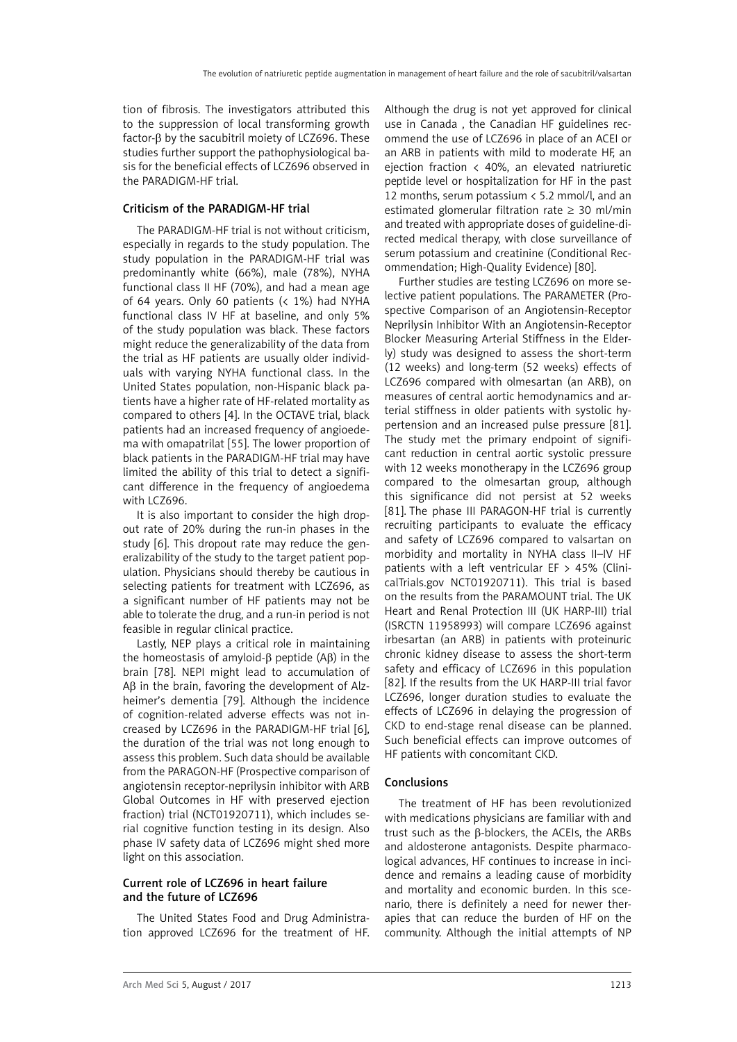tion of fibrosis. The investigators attributed this to the suppression of local transforming growth factor-β by the sacubitril moiety of LCZ696. These studies further support the pathophysiological basis for the beneficial effects of LCZ696 observed in the PARADIGM-HF trial.

### Criticism of the PARADIGM-HF trial

The PARADIGM-HF trial is not without criticism, especially in regards to the study population. The study population in the PARADIGM-HF trial was predominantly white (66%), male (78%), NYHA functional class II HF (70%), and had a mean age of 64 years. Only 60 patients (< 1%) had NYHA functional class IV HF at baseline, and only 5% of the study population was black. These factors might reduce the generalizability of the data from the trial as HF patients are usually older individuals with varying NYHA functional class. In the United States population, non-Hispanic black patients have a higher rate of HF-related mortality as compared to others [4]. In the OCTAVE trial, black patients had an increased frequency of angioedema with omapatrilat [55]. The lower proportion of black patients in the PARADIGM-HF trial may have limited the ability of this trial to detect a significant difference in the frequency of angioedema with LCZ696.

It is also important to consider the high dropout rate of 20% during the run-in phases in the study [6]. This dropout rate may reduce the generalizability of the study to the target patient population. Physicians should thereby be cautious in selecting patients for treatment with LCZ696, as a significant number of HF patients may not be able to tolerate the drug, and a run-in period is not feasible in regular clinical practice.

Lastly, NEP plays a critical role in maintaining the homeostasis of amyloid-β peptide (Aβ) in the brain [78]. NEPI might lead to accumulation of Aβ in the brain, favoring the development of Alzheimer's dementia [79]. Although the incidence of cognition-related adverse effects was not increased by LCZ696 in the PARADIGM-HF trial [6], the duration of the trial was not long enough to assess this problem. Such data should be available from the PARAGON-HF (Prospective comparison of angiotensin receptor-neprilysin inhibitor with ARB Global Outcomes in HF with preserved ejection fraction) trial (NCT01920711), which includes serial cognitive function testing in its design. Also phase IV safety data of LCZ696 might shed more light on this association.

### Current role of LCZ696 in heart failure and the future of LCZ696

The United States Food and Drug Administration approved LCZ696 for the treatment of HF. Although the drug is not yet approved for clinical use in Canada , the Canadian HF guidelines recommend the use of LCZ696 in place of an ACEI or an ARB in patients with mild to moderate HF, an ejection fraction < 40%, an elevated natriuretic peptide level or hospitalization for HF in the past 12 months, serum potassium < 5.2 mmol/l, and an estimated glomerular filtration rate ≥ 30 ml/min and treated with appropriate doses of guideline-directed medical therapy, with close surveillance of serum potassium and creatinine (Conditional Recommendation; High-Quality Evidence) [80].

Further studies are testing LCZ696 on more selective patient populations. The PARAMETER (Prospective Comparison of an Angiotensin-Receptor Neprilysin Inhibitor With an Angiotensin-Receptor Blocker Measuring Arterial Stiffness in the Elderly) study was designed to assess the short-term (12 weeks) and long-term (52 weeks) effects of LCZ696 compared with olmesartan (an ARB), on measures of central aortic hemodynamics and arterial stiffness in older patients with systolic hypertension and an increased pulse pressure [81]. The study met the primary endpoint of significant reduction in central aortic systolic pressure with 12 weeks monotherapy in the LCZ696 group compared to the olmesartan group, although this significance did not persist at 52 weeks [81]. The phase III PARAGON-HF trial is currently recruiting participants to evaluate the efficacy and safety of LCZ696 compared to valsartan on morbidity and mortality in NYHA class II–IV HF patients with a left ventricular EF > 45% (ClinicalTrials.gov NCT01920711). This trial is based on the results from the PARAMOUNT trial. The UK Heart and Renal Protection III (UK HARP-III) trial (ISRCTN 11958993) will compare LCZ696 against irbesartan (an ARB) in patients with proteinuric chronic kidney disease to assess the short-term safety and efficacy of LCZ696 in this population [82]. If the results from the UK HARP-III trial favor LCZ696, longer duration studies to evaluate the effects of LCZ696 in delaying the progression of CKD to end-stage renal disease can be planned. Such beneficial effects can improve outcomes of HF patients with concomitant CKD.

### Conclusions

The treatment of HF has been revolutionized with medications physicians are familiar with and trust such as the β-blockers, the ACEIs, the ARBs and aldosterone antagonists. Despite pharmacological advances, HF continues to increase in incidence and remains a leading cause of morbidity and mortality and economic burden. In this scenario, there is definitely a need for newer therapies that can reduce the burden of HF on the community. Although the initial attempts of NP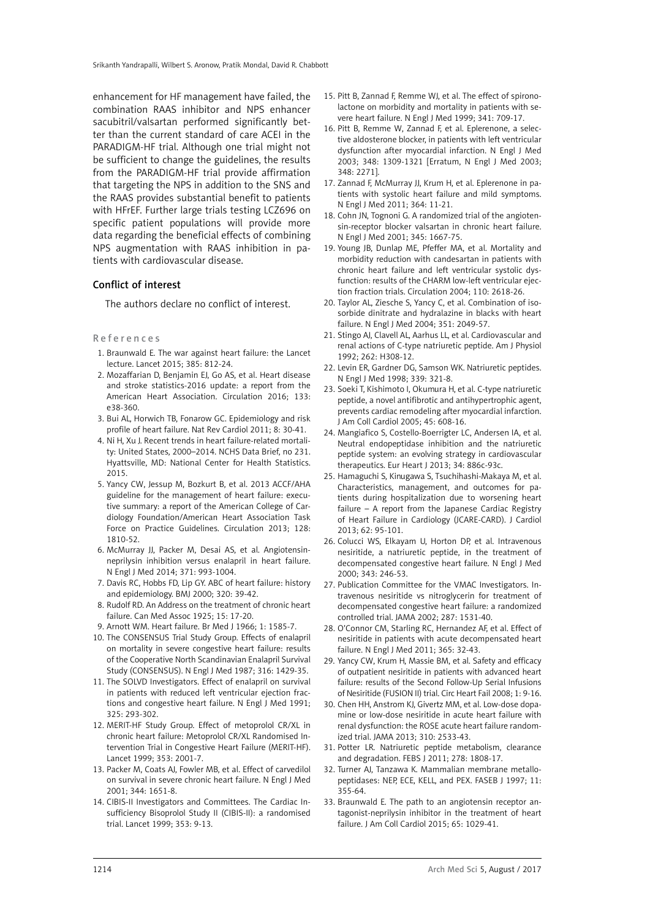enhancement for HF management have failed, the combination RAAS inhibitor and NPS enhancer sacubitril/valsartan performed significantly better than the current standard of care ACEI in the PARADIGM-HF trial. Although one trial might not be sufficient to change the guidelines, the results from the PARADIGM-HF trial provide affirmation that targeting the NPS in addition to the SNS and the RAAS provides substantial benefit to patients with HFrEF. Further large trials testing LCZ696 on specific patient populations will provide more data regarding the beneficial effects of combining NPS augmentation with RAAS inhibition in patients with cardiovascular disease.

## Conflict of interest

The authors declare no conflict of interest.

## References

1. Braunwald E. The war against heart failure: the Lancet lecture. Lancet 2015; 385: 812-24.
2. Mozaffarian D, Benjamin EJ, Go AS, et al. Heart disease and stroke statistics-2016 update: a report from the American Heart Association. Circulation 2016; 133: e38-360.
3. Bui AL, Horwich TB, Fonarow GC. Epidemiology and risk profile of heart failure. Nat Rev Cardiol 2011; 8: 30-41.
4. Ni H, Xu J. Recent trends in heart failure-related mortality: United States, 2000–2014. NCHS Data Brief, no 231. Hyattsville, MD: National Center for Health Statistics. 2015.
5. Yancy CW, Jessup M, Bozkurt B, et al. 2013 ACCF/AHA guideline for the management of heart failure: executive summary: a report of the American College of Cardiology Foundation/American Heart Association Task Force on Practice Guidelines. Circulation 2013; 128: 1810-52.
6. McMurray JJ, Packer M, Desai AS, et al. Angiotensin-neprilysin inhibition versus enalapril in heart failure. N Engl J Med 2014; 371: 993-1004.
7. Davis RC, Hobbs FD, Lip GY. ABC of heart failure: history and epidemiology. BMJ 2000; 320: 39-42.
8. Rudolf RD. An Address on the treatment of chronic heart failure. Can Med Assoc 1925; 15: 17-20.
9. Arnott WM. Heart failure. Br Med J 1966; 1: 1585-7.
10. The CONSENSUS Trial Study Group. Effects of enalapril on mortality in severe congestive heart failure: results of the Cooperative North Scandinavian Enalapril Survival Study (CONSENSUS). N Engl J Med 1987; 316: 1429-35.
11. The SOLVD Investigators. Effect of enalapril on survival in patients with reduced left ventricular ejection fractions and congestive heart failure. N Engl J Med 1991; 325: 293-302.
12. MERIT-HF Study Group. Effect of metoprolol CR/XL in chronic heart failure: Metoprolol CR/XL Randomised Intervention Trial in Congestive Heart Failure (MERIT-HF). Lancet 1999; 353: 2001-7.
13. Packer M, Coats AJ, Fowler MB, et al. Effect of carvedilol on survival in severe chronic heart failure. N Engl J Med 2001; 344: 1651-8.
14. CIBIS-II Investigators and Committees. The Cardiac Insufficiency Bisoprolol Study II (CIBIS-II): a randomised trial. Lancet 1999; 353: 9-13.
15. Pitt B, Zannad F, Remme WJ, et al. The effect of spironolactone on morbidity and mortality in patients with severe heart failure. N Engl J Med 1999; 341: 709-17.
16. Pitt B, Remme W, Zannad F, et al. Eplerenone, a selective aldosterone blocker, in patients with left ventricular dysfunction after myocardial infarction. N Engl J Med 2003; 348: 1309-1321 [Erratum, N Engl J Med 2003; 348: 2271].
17. Zannad F, McMurray JJ, Krum H, et al. Eplerenone in patients with systolic heart failure and mild symptoms. N Engl J Med 2011; 364: 11-21.
18. Cohn JN, Tognoni G. A randomized trial of the angiotensin-receptor blocker valsartan in chronic heart failure. N Engl J Med 2001; 345: 1667-75.
19. Young JB, Dunlap ME, Pfeffer MA, et al. Mortality and morbidity reduction with candesartan in patients with chronic heart failure and left ventricular systolic dysfunction: results of the CHARM low-left ventricular ejection fraction trials. Circulation 2004; 110: 2618-26.
20. Taylor AL, Ziesche S, Yancy C, et al. Combination of isosorbide dinitrate and hydralazine in blacks with heart failure. N Engl J Med 2004; 351: 2049-57.
21. Stingo AJ, Clavell AL, Aarhus LL, et al. Cardiovascular and renal actions of C-type natriuretic peptide. Am J Physiol 1992; 262: H308-12.
22. Levin ER, Gardner DG, Samson WK. Natriuretic peptides. N Engl J Med 1998; 339: 321-8.
23. Soeki T, Kishimoto I, Okumura H, et al. C-type natriuretic peptide, a novel antifibrotic and antihypertrophic agent, prevents cardiac remodeling after myocardial infarction. J Am Coll Cardiol 2005; 45: 608-16.
24. Mangiafico S, Costello-Boerrigter LC, Andersen IA, et al. Neutral endopeptidase inhibition and the natriuretic peptide system: an evolving strategy in cardiovascular therapeutics. Eur Heart J 2013; 34: 886c-93c.
25. Hamaguchi S, Kinugawa S, Tsuchihashi-Makaya M, et al. Characteristics, management, and outcomes for patients during hospitalization due to worsening heart failure – A report from the Japanese Cardiac Registry of Heart Failure in Cardiology (JCARE-CARD). J Cardiol 2013; 62: 95-101.
26. Colucci WS, Elkayam U, Horton DP, et al. Intravenous nesiritide, a natriuretic peptide, in the treatment of decompensated congestive heart failure. N Engl J Med 2000; 343: 246-53.
27. Publication Committee for the VMAC Investigators. Intravenous nesiritide vs nitroglycerin for treatment of decompensated congestive heart failure: a randomized controlled trial. JAMA 2002; 287: 1531-40.
28. O'Connor CM, Starling RC, Hernandez AF, et al. Effect of nesiritide in patients with acute decompensated heart failure. N Engl J Med 2011; 365: 32-43.
29. Yancy CW, Krum H, Massie BM, et al. Safety and efficacy of outpatient nesiritide in patients with advanced heart failure: results of the Second Follow-Up Serial Infusions of Nesiritide (FUSION II) trial. Circ Heart Fail 2008; 1: 9-16.
30. Chen HH, Anstrom KJ, Givertz MM, et al. Low-dose dopamine or low-dose nesiritide in acute heart failure with renal dysfunction: the ROSE acute heart failure randomized trial. JAMA 2013; 310: 2533-43.
31. Potter LR. Natriuretic peptide metabolism, clearance and degradation. FEBS J 2011; 278: 1808-17.
32. Turner AJ, Tanzawa K. Mammalian membrane metallopeptidases: NEP, ECE, KELL, and PEX. FASEB J 1997; 11: 355-64.
33. Braunwald E. The path to an angiotensin receptor antagonist-neprilysin inhibitor in the treatment of heart failure. J Am Coll Cardiol 2015; 65: 1029-41.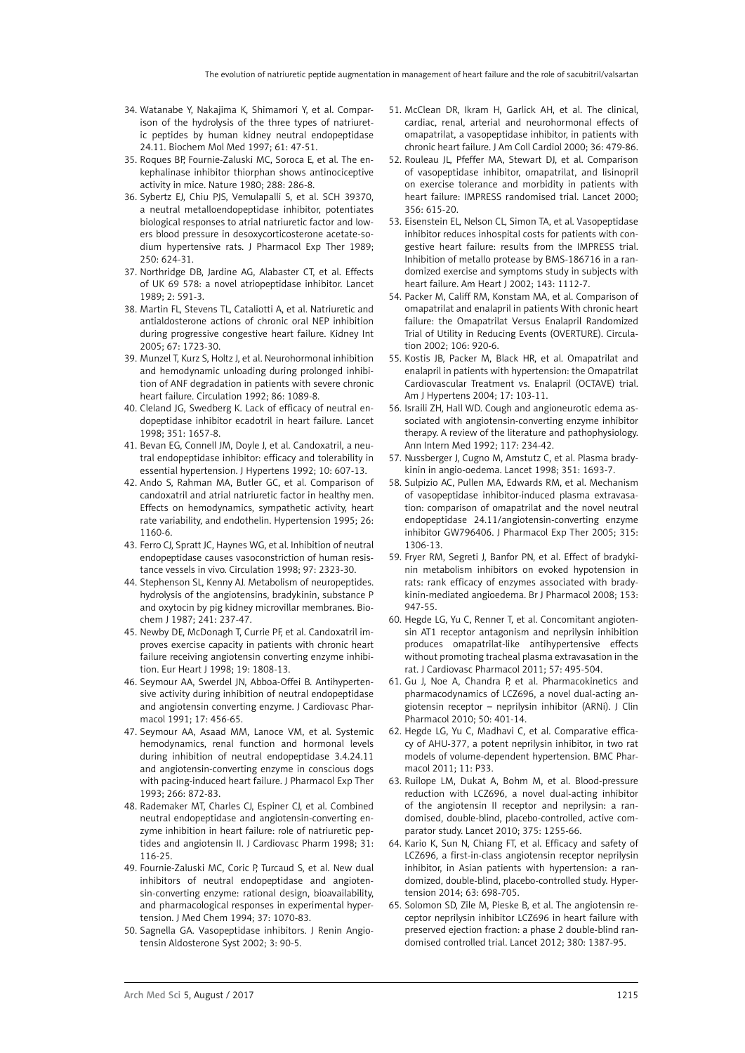34. Watanabe Y, Nakajima K, Shimamori Y, et al. Comparison of the hydrolysis of the three types of natriuretic peptides by human kidney neutral endopeptidase 24.11. Biochem Mol Med 1997; 61: 47-51.
35. Roques BP, Fournie-Zaluski MC, Soroca E, et al. The enkephalinase inhibitor thiorphan shows antinociceptive activity in mice. Nature 1980; 288: 286-8.
36. Sybertz EJ, Chiu PJS, Vemulapalli S, et al. SCH 39370, a neutral metalloendopeptidase inhibitor, potentiates biological responses to atrial natriuretic factor and lowers blood pressure in desoxycorticosterone acetate-sodium hypertensive rats. J Pharmacol Exp Ther 1989; 250: 624-31.
37. Northridge DB, Jardine AG, Alabaster CT, et al. Effects of UK 69 578: a novel atriopeptidase inhibitor. Lancet 1989; 2: 591-3.
38. Martin FL, Stevens TL, Cataliotti A, et al. Natriuretic and antialdosterone actions of chronic oral NEP inhibition during progressive congestive heart failure. Kidney Int 2005; 67: 1723-30.
39. Munzel T, Kurz S, Holtz J, et al. Neurohormonal inhibition and hemodynamic unloading during prolonged inhibition of ANF degradation in patients with severe chronic heart failure. Circulation 1992; 86: 1089-8.
40. Cleland JG, Swedberg K. Lack of efficacy of neutral endopeptidase inhibitor ecadotril in heart failure. Lancet 1998; 351: 1657-8.
41. Bevan EG, Connell JM, Doyle J, et al. Candoxatril, a neutral endopeptidase inhibitor: efficacy and tolerability in essential hypertension. J Hypertens 1992; 10: 607-13.
42. Ando S, Rahman MA, Butler GC, et al. Comparison of candoxatril and atrial natriuretic factor in healthy men. Effects on hemodynamics, sympathetic activity, heart rate variability, and endothelin. Hypertension 1995; 26: 1160-6.
43. Ferro CJ, Spratt JC, Haynes WG, et al. Inhibition of neutral endopeptidase causes vasoconstriction of human resistance vessels in vivo. Circulation 1998; 97: 2323-30.
44. Stephenson SL, Kenny AJ. Metabolism of neuropeptides. hydrolysis of the angiotensins, bradykinin, substance P and oxytocin by pig kidney microvillar membranes. Biochem J 1987; 241: 237-47.
45. Newby DE, McDonagh T, Currie PF, et al. Candoxatril improves exercise capacity in patients with chronic heart failure receiving angiotensin converting enzyme inhibition. Eur Heart J 1998; 19: 1808-13.
46. Seymour AA, Swerdel JN, Abboa-Offei B. Antihypertensive activity during inhibition of neutral endopeptidase and angiotensin converting enzyme. J Cardiovasc Pharmacol 1991; 17: 456-65.
47. Seymour AA, Asaad MM, Lanoce VM, et al. Systemic hemodynamics, renal function and hormonal levels during inhibition of neutral endopeptidase 3.4.24.11 and angiotensin-converting enzyme in conscious dogs with pacing-induced heart failure. J Pharmacol Exp Ther 1993; 266: 872-83.
48. Rademaker MT, Charles CJ, Espiner CJ, et al. Combined neutral endopeptidase and angiotensin-converting enzyme inhibition in heart failure: role of natriuretic peptides and angiotensin II. J Cardiovasc Pharm 1998; 31: 116-25.
49. Fournie-Zaluski MC, Coric P, Turcaud S, et al. New dual inhibitors of neutral endopeptidase and angiotensin-converting enzyme: rational design, bioavailability, and pharmacological responses in experimental hypertension. J Med Chem 1994; 37: 1070-83.
50. Sagnella GA. Vasopeptidase inhibitors. J Renin Angiotensin Aldosterone Syst 2002; 3: 90-5.
51. McClean DR, Ikram H, Garlick AH, et al. The clinical, cardiac, renal, arterial and neurohormonal effects of omapatrilat, a vasopeptidase inhibitor, in patients with chronic heart failure. J Am Coll Cardiol 2000; 36: 479-86.
52. Rouleau JL, Pfeffer MA, Stewart DJ, et al. Comparison of vasopeptidase inhibitor, omapatrilat, and lisinopril on exercise tolerance and morbidity in patients with heart failure: IMPRESS randomised trial. Lancet 2000; 356: 615-20.
53. Eisenstein EL, Nelson CL, Simon TA, et al. Vasopeptidase inhibitor reduces inhospital costs for patients with congestive heart failure: results from the IMPRESS trial. Inhibition of metallo protease by BMS-186716 in a randomized exercise and symptoms study in subjects with heart failure. Am Heart J 2002; 143: 1112-7.
54. Packer M, Califf RM, Konstam MA, et al. Comparison of omapatrilat and enalapril in patients With chronic heart failure: the Omapatrilat Versus Enalapril Randomized Trial of Utility in Reducing Events (OVERTURE). Circulation 2002; 106: 920-6.
55. Kostis JB, Packer M, Black HR, et al. Omapatrilat and enalapril in patients with hypertension: the Omapatrilat Cardiovascular Treatment vs. Enalapril (OCTAVE) trial. Am J Hypertens 2004; 17: 103-11.
56. Israili ZH, Hall WD. Cough and angioneurotic edema associated with angiotensin-converting enzyme inhibitor therapy. A review of the literature and pathophysiology. Ann Intern Med 1992; 117: 234-42.
57. Nussberger J, Cugno M, Amstutz C, et al. Plasma bradykinin in angio-oedema. Lancet 1998; 351: 1693-7.
58. Sulpizio AC, Pullen MA, Edwards RM, et al. Mechanism of vasopeptidase inhibitor-induced plasma extravasation: comparison of omapatrilat and the novel neutral endopeptidase 24.11/angiotensin-converting enzyme inhibitor GW796406. J Pharmacol Exp Ther 2005; 315: 1306-13.
59. Fryer RM, Segreti J, Banfor PN, et al. Effect of bradykinin metabolism inhibitors on evoked hypotension in rats: rank efficacy of enzymes associated with bradykinin-mediated angioedema. Br J Pharmacol 2008; 153: 947-55.
60. Hegde LG, Yu C, Renner T, et al. Concomitant angiotensin AT1 receptor antagonism and neprilysin inhibition produces omapatrilat-like antihypertensive effects without promoting tracheal plasma extravasation in the rat. J Cardiovasc Pharmacol 2011; 57: 495-504.
61. Gu J, Noe A, Chandra P, et al. Pharmacokinetics and pharmacodynamics of LCZ696, a novel dual-acting angiotensin receptor – neprilysin inhibitor (ARNi). J Clin Pharmacol 2010; 50: 401-14.
62. Hegde LG, Yu C, Madhavi C, et al. Comparative efficacy of AHU-377, a potent neprilysin inhibitor, in two rat models of volume-dependent hypertension. BMC Pharmacol 2011; 11: P33.
63. Ruilope LM, Dukat A, Bohm M, et al. Blood-pressure reduction with LCZ696, a novel dual-acting inhibitor of the angiotensin II receptor and neprilysin: a randomised, double-blind, placebo-controlled, active comparator study. Lancet 2010; 375: 1255-66.
64. Kario K, Sun N, Chiang FT, et al. Efficacy and safety of LCZ696, a first-in-class angiotensin receptor neprilysin inhibitor, in Asian patients with hypertension: a randomized, double-blind, placebo-controlled study. Hypertension 2014; 63: 698-705.
65. Solomon SD, Zile M, Pieske B, et al. The angiotensin receptor neprilysin inhibitor LCZ696 in heart failure with preserved ejection fraction: a phase 2 double-blind randomised controlled trial. Lancet 2012; 380: 1387-95.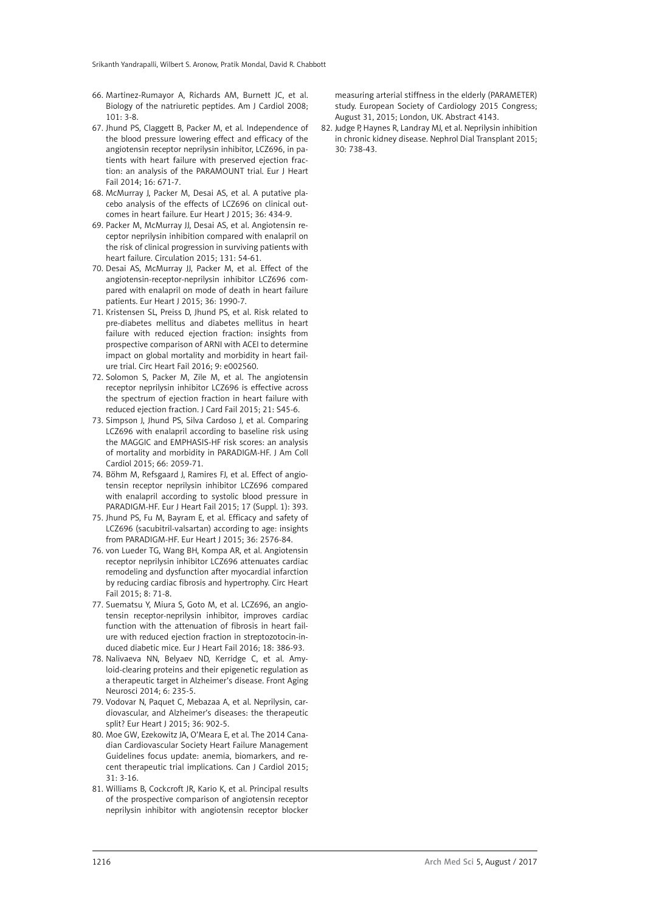66. Martinez-Rumayor A, Richards AM, Burnett JC, et al. Biology of the natriuretic peptides. Am J Cardiol 2008; 101: 3-8.
67. Jhund PS, Claggett B, Packer M, et al. Independence of the blood pressure lowering effect and efficacy of the angiotensin receptor neprilysin inhibitor, LCZ696, in patients with heart failure with preserved ejection fraction: an analysis of the PARAMOUNT trial. Eur J Heart Fail 2014; 16: 671-7.
68. McMurray J, Packer M, Desai AS, et al. A putative placebo analysis of the effects of LCZ696 on clinical outcomes in heart failure. Eur Heart J 2015; 36: 434-9.
69. Packer M, McMurray JJ, Desai AS, et al. Angiotensin receptor neprilysin inhibition compared with enalapril on the risk of clinical progression in surviving patients with heart failure. Circulation 2015; 131: 54-61.
70. Desai AS, McMurray JJ, Packer M, et al. Effect of the angiotensin-receptor-neprilysin inhibitor LCZ696 compared with enalapril on mode of death in heart failure patients. Eur Heart J 2015; 36: 1990-7.
71. Kristensen SL, Preiss D, Jhund PS, et al. Risk related to pre-diabetes mellitus and diabetes mellitus in heart failure with reduced ejection fraction: insights from prospective comparison of ARNI with ACEI to determine impact on global mortality and morbidity in heart failure trial. Circ Heart Fail 2016; 9: e002560.
72. Solomon S, Packer M, Zile M, et al. The angiotensin receptor neprilysin inhibitor LCZ696 is effective across the spectrum of ejection fraction in heart failure with reduced ejection fraction. J Card Fail 2015; 21: S45-6.
73. Simpson J, Jhund PS, Silva Cardoso J, et al. Comparing LCZ696 with enalapril according to baseline risk using the MAGGIC and EMPHASIS-HF risk scores: an analysis of mortality and morbidity in PARADIGM-HF. J Am Coll Cardiol 2015; 66: 2059-71.
74. Böhm M, Refsgaard J, Ramires FJ, et al. Effect of angiotensin receptor neprilysin inhibitor LCZ696 compared with enalapril according to systolic blood pressure in PARADIGM-HF. Eur J Heart Fail 2015; 17 (Suppl. 1): 393.
75. Jhund PS, Fu M, Bayram E, et al. Efficacy and safety of LCZ696 (sacubitril-valsartan) according to age: insights from PARADIGM-HF. Eur Heart J 2015; 36: 2576-84.
76. von Lueder TG, Wang BH, Kompa AR, et al. Angiotensin receptor neprilysin inhibitor LCZ696 attenuates cardiac remodeling and dysfunction after myocardial infarction by reducing cardiac fibrosis and hypertrophy. Circ Heart Fail 2015; 8: 71-8.
77. Suematsu Y, Miura S, Goto M, et al. LCZ696, an angiotensin receptor-neprilysin inhibitor, improves cardiac function with the attenuation of fibrosis in heart failure with reduced ejection fraction in streptozotocin-induced diabetic mice. Eur J Heart Fail 2016; 18: 386-93.
78. Nalivaeva NN, Belyaev ND, Kerridge C, et al. Amyloid-clearing proteins and their epigenetic regulation as a therapeutic target in Alzheimer's disease. Front Aging Neurosci 2014; 6: 235-5.
79. Vodovar N, Paquet C, Mebazaa A, et al. Neprilysin, cardiovascular, and Alzheimer's diseases: the therapeutic split? Eur Heart J 2015; 36: 902-5.
80. Moe GW, Ezekowitz JA, O'Meara E, et al. The 2014 Canadian Cardiovascular Society Heart Failure Management Guidelines focus update: anemia, biomarkers, and recent therapeutic trial implications. Can J Cardiol 2015; 31: 3-16.
81. Williams B, Cockcroft JR, Kario K, et al. Principal results of the prospective comparison of angiotensin receptor neprilysin inhibitor with angiotensin receptor blocker measuring arterial stiffness in the elderly (PARAMETER) study. European Society of Cardiology 2015 Congress; August 31, 2015; London, UK. Abstract 4143.
82. Judge P, Haynes R, Landray MJ, et al. Neprilysin inhibition in chronic kidney disease. Nephrol Dial Transplant 2015; 30: 738-43.